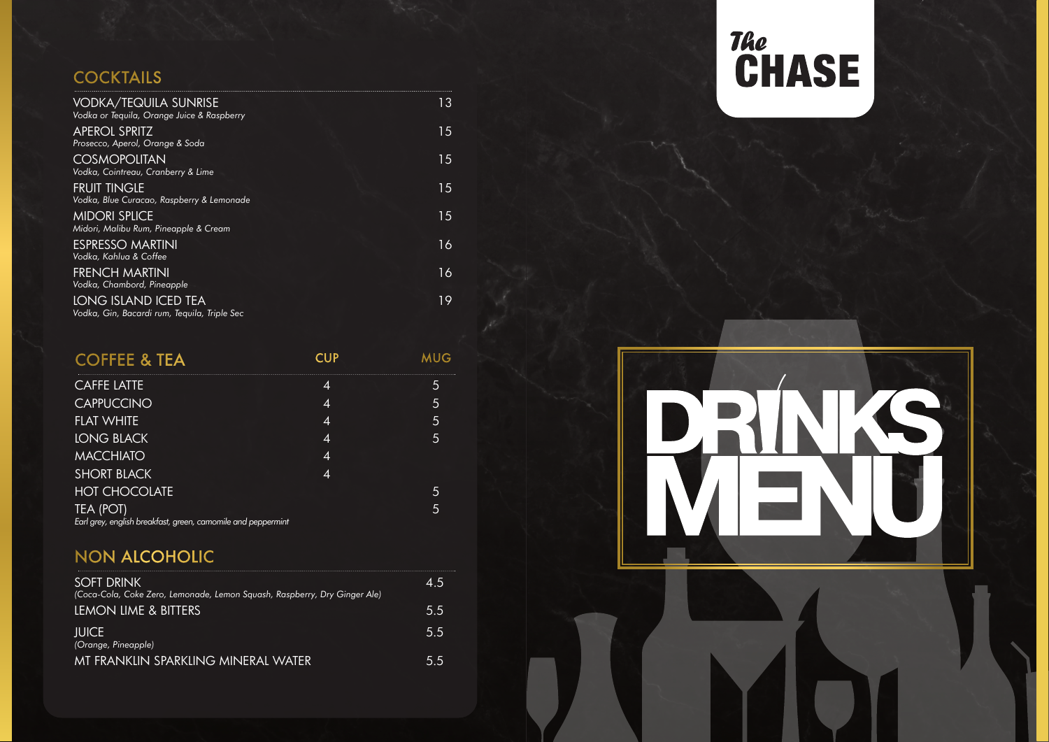# The CHASE

# DRINKS MENU

## COCKTAILS

| Item | Price |
|---|---|
| VODKA/TEQUILA SUNRISE<br>*Vodka or Tequila, Orange Juice & Raspberry* | 13 |
| APEROL SPRITZ<br>*Prosecco, Aperol, Orange & Soda* | 15 |
| COSMOPOLITAN<br>*Vodka, Cointreau, Cranberry & Lime* | 15 |
| FRUIT TINGLE<br>*Vodka, Blue Curacao, Raspberry & Lemonade* | 15 |
| MIDORI SPLICE<br>*Midori, Malibu Rum, Pineapple & Cream* | 15 |
| ESPRESSO MARTINI<br>*Vodka, Kahlua & Coffee* | 16 |
| FRENCH MARTINI<br>*Vodka, Chambord, Pineapple* | 16 |
| LONG ISLAND ICED TEA<br>*Vodka, Gin, Bacardi rum, Tequila, Triple Sec* | 19 |

## COFFEE & TEA

| | CUP | MUG |
|---|---|---|
| CAFFE LATTE | 4 | 5 |
| CAPPUCCINO | 4 | 5 |
| FLAT WHITE | 4 | 5 |
| LONG BLACK | 4 | 5 |
| MACCHIATO | 4 | |
| SHORT BLACK | 4 | |
| HOT CHOCOLATE | | 5 |
| TEA (POT)<br>*Earl grey, english breakfast, green, camomile and peppermint* | | 5 |

## NON ALCOHOLIC

| Item | Price |
|---|---|
| SOFT DRINK<br>*(Coca-Cola, Coke Zero, Lemonade, Lemon Squash, Raspberry, Dry Ginger Ale)* | 4.5 |
| LEMON LIME & BITTERS | 5.5 |
| JUICE<br>*(Orange, Pineapple)* | 5.5 |
| MT FRANKLIN SPARKLING MINERAL WATER | 5.5 |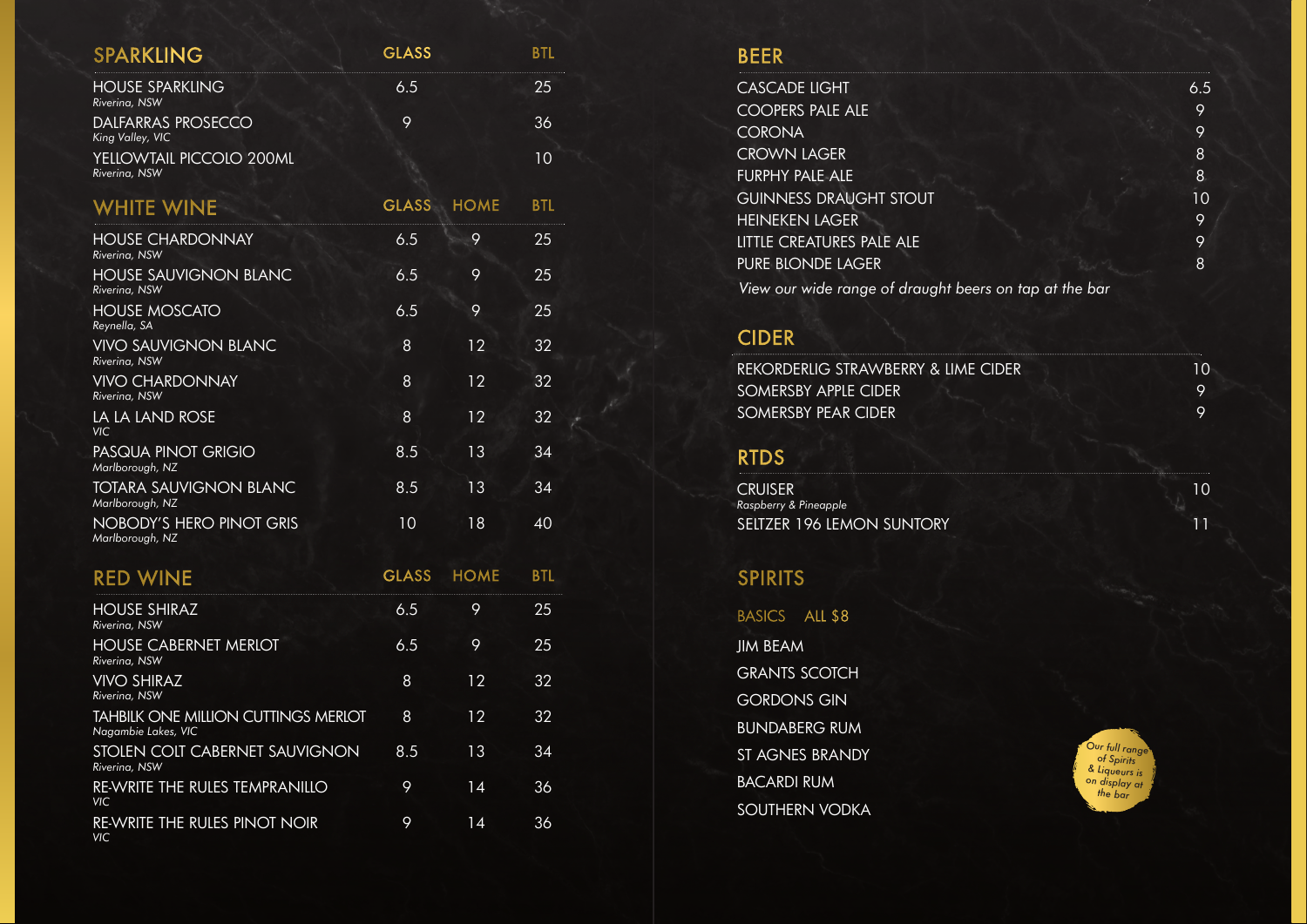## SPARKLING

| | GLASS | BTL |
|---|---|---|
| HOUSE SPARKLING<br>*Riverina, NSW* | 6.5 | 25 |
| DALFARRAS PROSECCO<br>*King Valley, VIC* | 9 | 36 |
| YELLOWTAIL PICCOLO 200ML<br>*Riverina, NSW* | | 10 |

## WHITE WINE

| | GLASS | HOME | BTL |
|---|---|---|---|
| HOUSE CHARDONNAY<br>*Riverina, NSW* | 6.5 | 9 | 25 |
| HOUSE SAUVIGNON BLANC<br>*Riverina, NSW* | 6.5 | 9 | 25 |
| HOUSE MOSCATO<br>*Reynella, SA* | 6.5 | 9 | 25 |
| VIVO SAUVIGNON BLANC<br>*Riverina, NSW* | 8 | 12 | 32 |
| VIVO CHARDONNAY<br>*Riverina, NSW* | 8 | 12 | 32 |
| LA LA LAND ROSE<br>*VIC* | 8 | 12 | 32 |
| PASQUA PINOT GRIGIO<br>*Marlborough, NZ* | 8.5 | 13 | 34 |
| TOTARA SAUVIGNON BLANC<br>*Marlborough, NZ* | 8.5 | 13 | 34 |
| NOBODY'S HERO PINOT GRIS<br>*Marlborough, NZ* | 10 | 18 | 40 |

## RED WINE

| | GLASS | HOME | BTL |
|---|---|---|---|
| HOUSE SHIRAZ<br>*Riverina, NSW* | 6.5 | 9 | 25 |
| HOUSE CABERNET MERLOT<br>*Riverina, NSW* | 6.5 | 9 | 25 |
| VIVO SHIRAZ<br>*Riverina, NSW* | 8 | 12 | 32 |
| TAHBILK ONE MILLION CUTTINGS MERLOT<br>*Nagambie Lakes, VIC* | 8 | 12 | 32 |
| STOLEN COLT CABERNET SAUVIGNON<br>*Riverina, NSW* | 8.5 | 13 | 34 |
| RE-WRITE THE RULES TEMPRANILLO<br>*VIC* | 9 | 14 | 36 |
| RE-WRITE THE RULES PINOT NOIR<br>*VIC* | 9 | 14 | 36 |

## BEER

| | |
|---|---|
| CASCADE LIGHT | 6.5 |
| COOPERS PALE ALE | 9 |
| CORONA | 9 |
| CROWN LAGER | 8 |
| FURPHY PALE ALE | 8 |
| GUINNESS DRAUGHT STOUT | 10 |
| HEINEKEN LAGER | 9 |
| LITTLE CREATURES PALE ALE | 9 |
| PURE BLONDE LAGER | 8 |

*View our wide range of draught beers on tap at the bar*

## CIDER

| | |
|---|---|
| REKORDERLIG STRAWBERRY & LIME CIDER | 10 |
| SOMERSBY APPLE CIDER | 9 |
| SOMERSBY PEAR CIDER | 9 |

## RTDS

| | |
|---|---|
| CRUISER<br>*Raspberry & Pineapple* | 10 |
| SELTZER 196 LEMON SUNTORY | 11 |

## SPIRITS

BASICS ALL $8

- JIM BEAM
- GRANTS SCOTCH
- GORDONS GIN
- BUNDABERG RUM
- ST AGNES BRANDY
- BACARDI RUM
- SOUTHERN VODKA

*Our full range of Spirits & Liqueurs is on display at the bar*